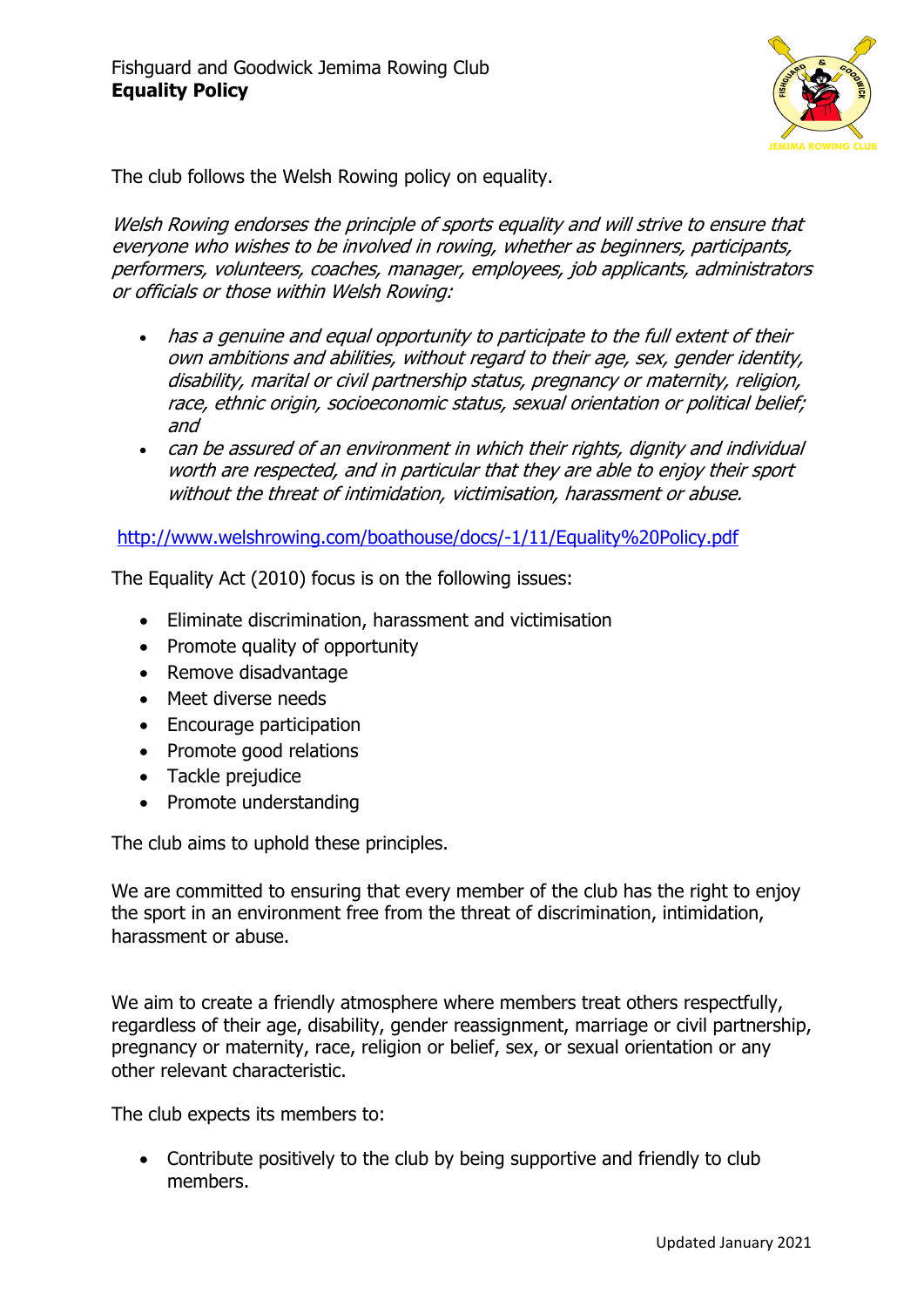Fishguard and Goodwick Jemima Rowing Club
**Equality Policy**

The club follows the Welsh Rowing policy on equality.

*Welsh Rowing endorses the principle of sports equality and will strive to ensure that everyone who wishes to be involved in rowing, whether as beginners, participants, performers, volunteers, coaches, manager, employees, job applicants, administrators or officials or those within Welsh Rowing:*

- *has a genuine and equal opportunity to participate to the full extent of their own ambitions and abilities, without regard to their age, sex, gender identity, disability, marital or civil partnership status, pregnancy or maternity, religion, race, ethnic origin, socioeconomic status, sexual orientation or political belief; and*
- *can be assured of an environment in which their rights, dignity and individual worth are respected, and in particular that they are able to enjoy their sport without the threat of intimidation, victimisation, harassment or abuse.*

http://www.welshrowing.com/boathouse/docs/-1/11/Equality%20Policy.pdf

The Equality Act (2010) focus is on the following issues:

- Eliminate discrimination, harassment and victimisation
- Promote quality of opportunity
- Remove disadvantage
- Meet diverse needs
- Encourage participation
- Promote good relations
- Tackle prejudice
- Promote understanding

The club aims to uphold these principles.

We are committed to ensuring that every member of the club has the right to enjoy the sport in an environment free from the threat of discrimination, intimidation, harassment or abuse.

We aim to create a friendly atmosphere where members treat others respectfully, regardless of their age, disability, gender reassignment, marriage or civil partnership, pregnancy or maternity, race, religion or belief, sex, or sexual orientation or any other relevant characteristic.

The club expects its members to:

- Contribute positively to the club by being supportive and friendly to club members.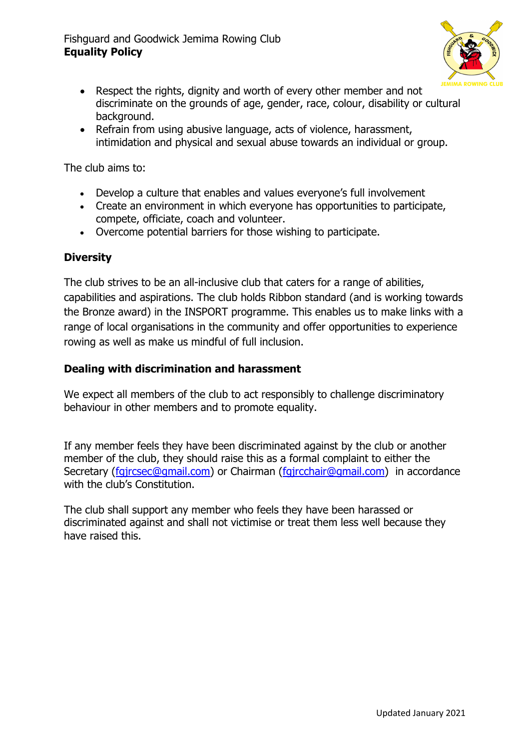- Respect the rights, dignity and worth of every other member and not discriminate on the grounds of age, gender, race, colour, disability or cultural background.
- Refrain from using abusive language, acts of violence, harassment, intimidation and physical and sexual abuse towards an individual or group.

The club aims to:

- Develop a culture that enables and values everyone's full involvement
- Create an environment in which everyone has opportunities to participate, compete, officiate, coach and volunteer.
- Overcome potential barriers for those wishing to participate.

## Diversity

The club strives to be an all-inclusive club that caters for a range of abilities, capabilities and aspirations. The club holds Ribbon standard (and is working towards the Bronze award) in the INSPORT programme. This enables us to make links with a range of local organisations in the community and offer opportunities to experience rowing as well as make us mindful of full inclusion.

## Dealing with discrimination and harassment

We expect all members of the club to act responsibly to challenge discriminatory behaviour in other members and to promote equality.

If any member feels they have been discriminated against by the club or another member of the club, they should raise this as a formal complaint to either the Secretary (fgjrcsec@gmail.com) or Chairman (fgjrcchair@gmail.com) in accordance with the club's Constitution.

The club shall support any member who feels they have been harassed or discriminated against and shall not victimise or treat them less well because they have raised this.

Updated January 2021